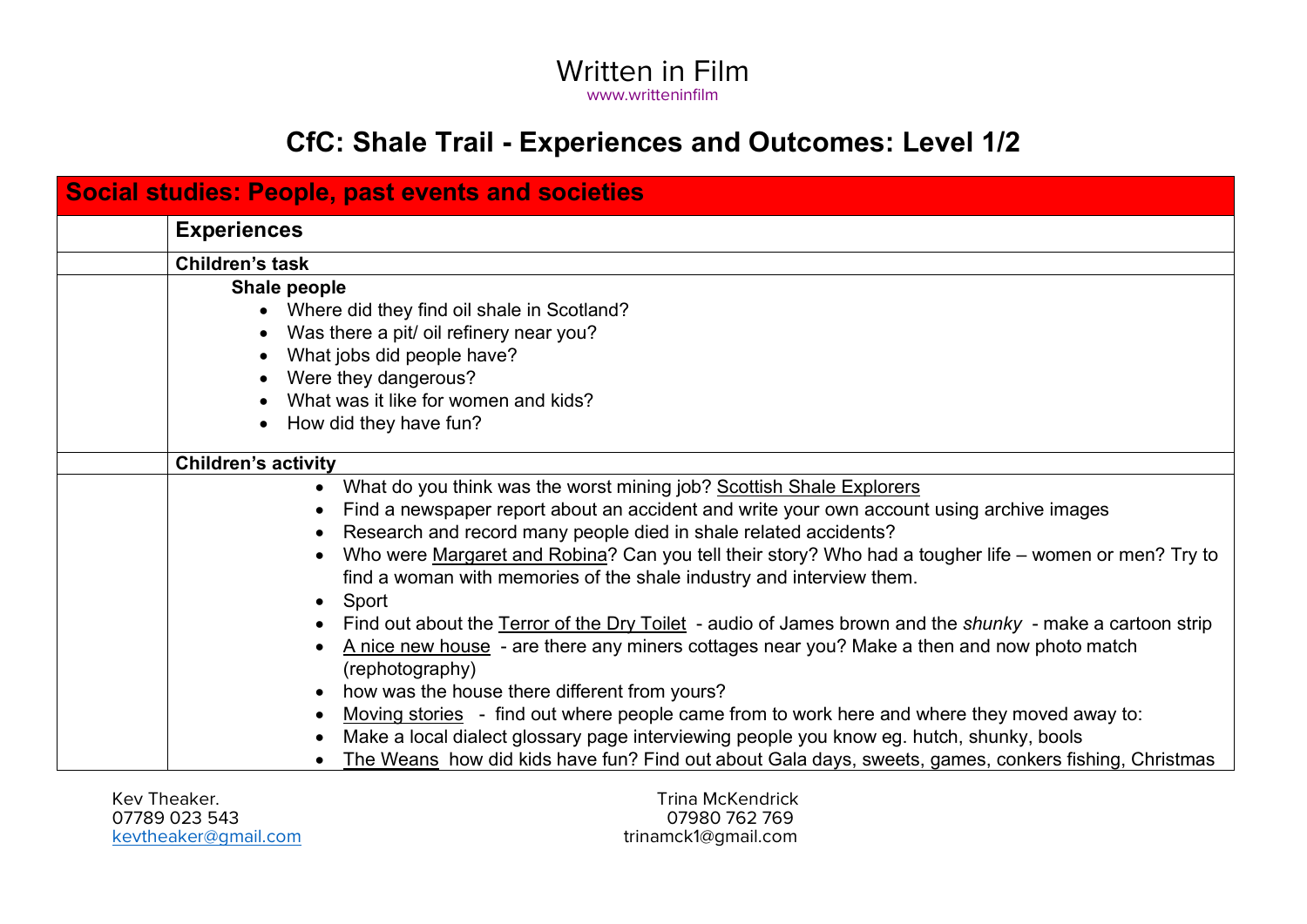# Written in Film

www.writteninfilm

## CfC: Shale Trail - Experiences and Outcomes: Level 1/2

### Social studies: People, past events and societies

#### Experiences

**Children's task**

**Shale people**

- Where did they find oil shale in Scotland?
- Was there a pit/ oil refinery near you?
- What jobs did people have?
- Were they dangerous?
- What was it like for women and kids?
- How did they have fun?

**Children's activity**

- What do you think was the worst mining job? Scottish Shale Explorers
- Find a newspaper report about an accident and write your own account using archive images
- Research and record many people died in shale related accidents?
- Who were Margaret and Robina? Can you tell their story? Who had a tougher life – women or men? Try to find a woman with memories of the shale industry and interview them.
- Sport
- Find out about the Terror of the Dry Toilet - audio of James brown and the *shunky* - make a cartoon strip
- A nice new house - are there any miners cottages near you? Make a then and now photo match (rephotography)
- how was the house there different from yours?
- Moving stories - find out where people came from to work here and where they moved away to:
- Make a local dialect glossary page interviewing people you know eg. hutch, shunky, bools
- The Weans how did kids have fun? Find out about Gala days, sweets, games, conkers fishing, Christmas

Kev Theaker.
07789 023 543
kevtheaker@gmail.com

Trina McKendrick
07980 762 769
trinamck1@gmail.com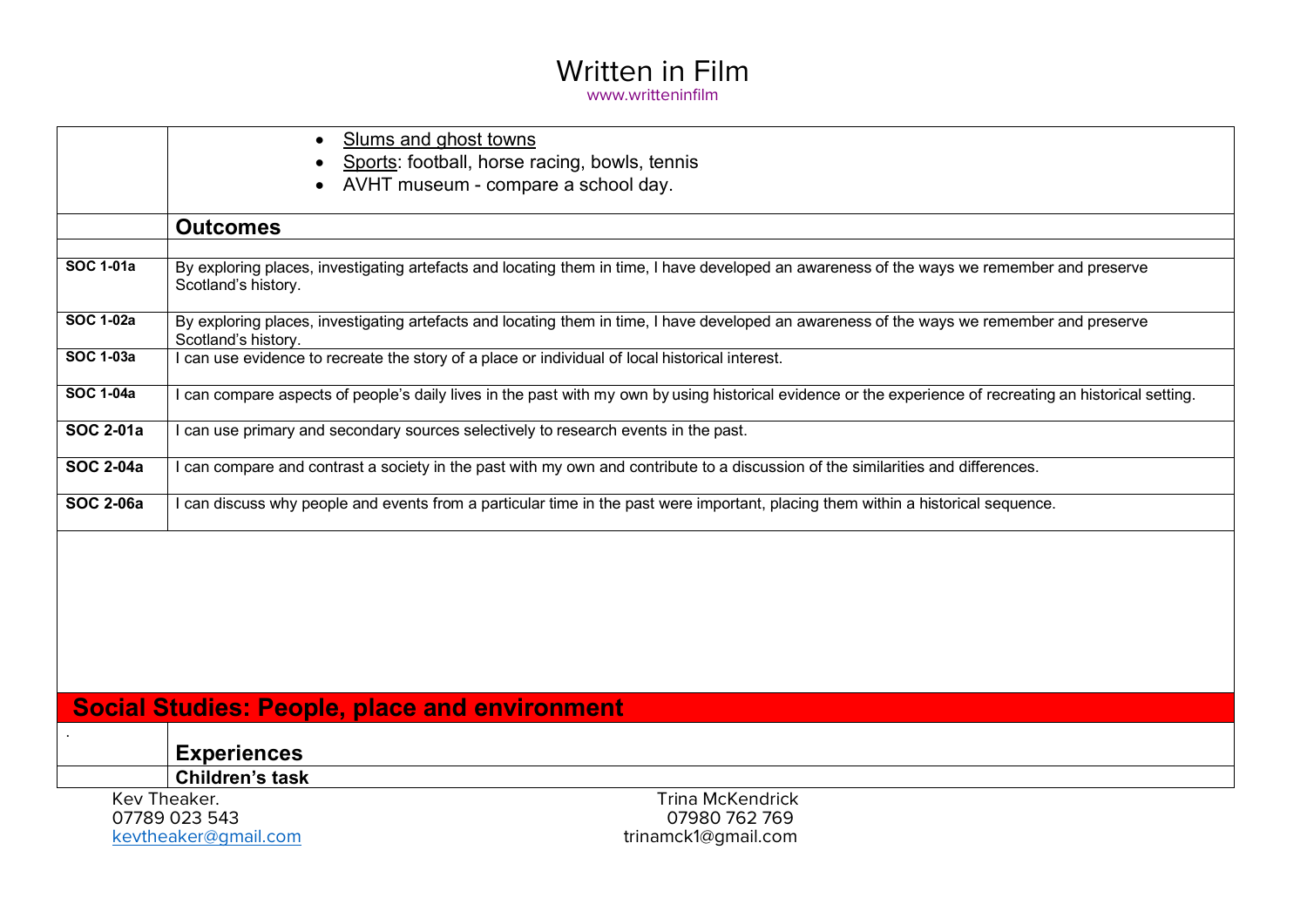|  |  |
|---|---|
|  | • Slums and ghost towns<br>• Sports: football, horse racing, bowls, tennis<br>• AVHT museum - compare a school day. |
|  | **Outcomes** |
|  |  |
| **SOC 1-01a** | By exploring places, investigating artefacts and locating them in time, I have developed an awareness of the ways we remember and preserve Scotland's history. |
| **SOC 1-02a** | By exploring places, investigating artefacts and locating them in time, I have developed an awareness of the ways we remember and preserve Scotland's history. |
| **SOC 1-03a** | I can use evidence to recreate the story of a place or individual of local historical interest. |
| **SOC 1-04a** | I can compare aspects of people's daily lives in the past with my own by using historical evidence or the experience of recreating an historical setting. |
| **SOC 2-01a** | I can use primary and secondary sources selectively to research events in the past. |
| **SOC 2-04a** | I can compare and contrast a society in the past with my own and contribute to a discussion of the similarities and differences. |
| **SOC 2-06a** | I can discuss why people and events from a particular time in the past were important, placing them within a historical sequence. |

## Social Studies: People, place and environment

|  |  |
|---|---|
| . | **Experiences** |
|  | **Children's task** |

Kev Theaker.
07789 023 543
kevtheaker@gmail.com

Trina McKendrick
07980 762 769
trinamck1@gmail.com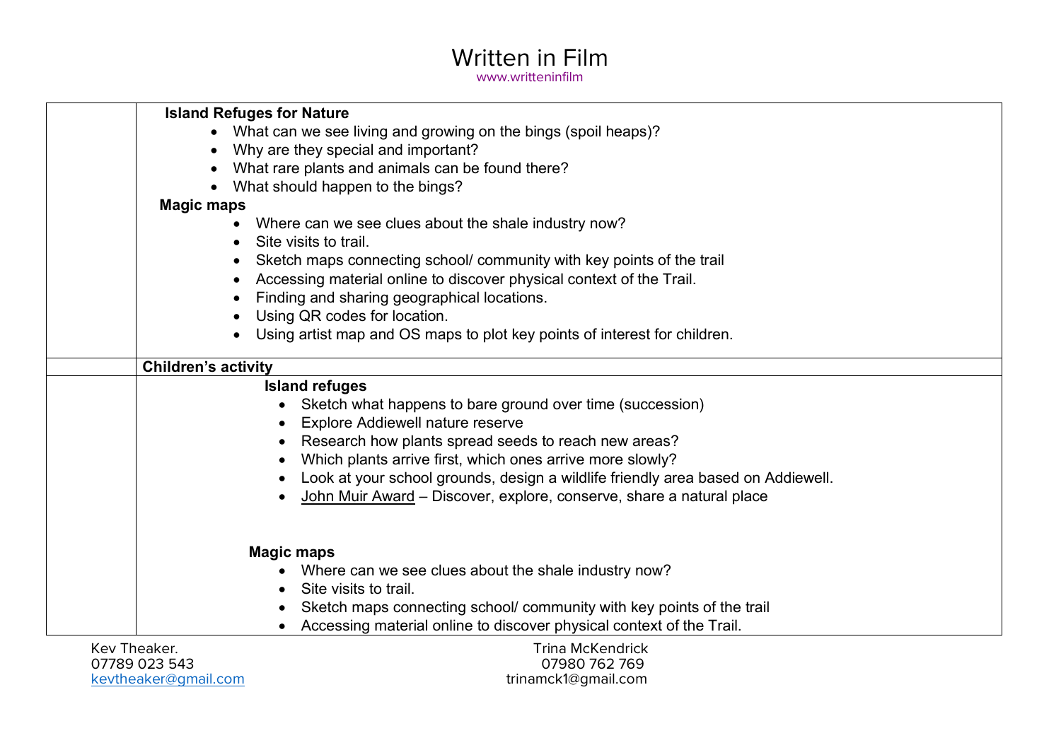| | |
|---|---|
| | **Island Refuges for Nature**<br>• What can we see living and growing on the bings (spoil heaps)?<br>• Why are they special and important?<br>• What rare plants and animals can be found there?<br>• What should happen to the bings?<br>**Magic maps**<br>• Where can we see clues about the shale industry now?<br>• Site visits to trail.<br>• Sketch maps connecting school/ community with key points of the trail<br>• Accessing material online to discover physical context of the Trail.<br>• Finding and sharing geographical locations.<br>• Using QR codes for location.<br>• Using artist map and OS maps to plot key points of interest for children. |
| | **Children's activity** |
| | **Island refuges**<br>• Sketch what happens to bare ground over time (succession)<br>• Explore Addiewell nature reserve<br>• Research how plants spread seeds to reach new areas?<br>• Which plants arrive first, which ones arrive more slowly?<br>• Look at your school grounds, design a wildlife friendly area based on Addiewell.<br>• John Muir Award – Discover, explore, conserve, share a natural place<br><br>**Magic maps**<br>• Where can we see clues about the shale industry now?<br>• Site visits to trail.<br>• Sketch maps connecting school/ community with key points of the trail<br>• Accessing material online to discover physical context of the Trail. |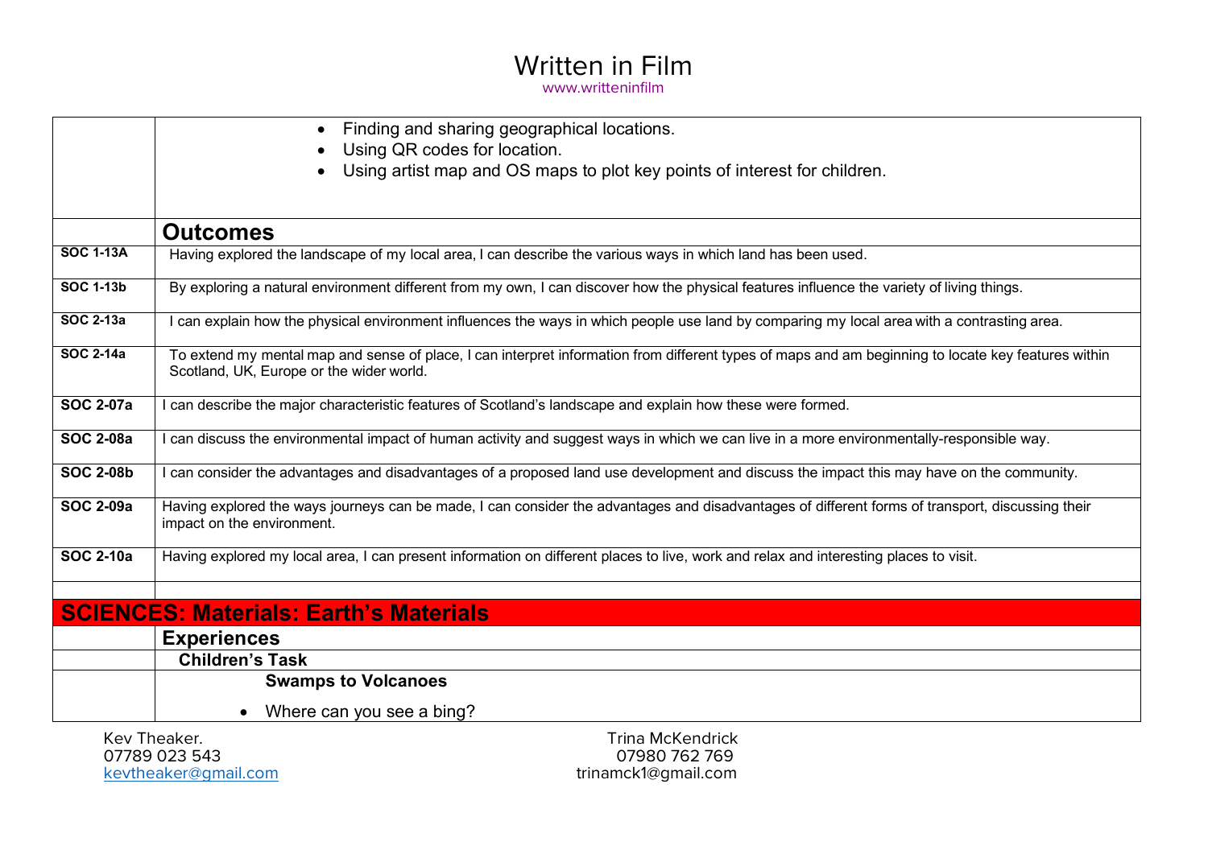| | |
|---|---|
| | • Finding and sharing geographical locations.<br>• Using QR codes for location.<br>• Using artist map and OS maps to plot key points of interest for children. |
| | **Outcomes** |
| **SOC 1-13A** | Having explored the landscape of my local area, I can describe the various ways in which land has been used. |
| **SOC 1-13b** | By exploring a natural environment different from my own, I can discover how the physical features influence the variety of living things. |
| **SOC 2-13a** | I can explain how the physical environment influences the ways in which people use land by comparing my local area with a contrasting area. |
| **SOC 2-14a** | To extend my mental map and sense of place, I can interpret information from different types of maps and am beginning to locate key features within Scotland, UK, Europe or the wider world. |
| **SOC 2-07a** | I can describe the major characteristic features of Scotland's landscape and explain how these were formed. |
| **SOC 2-08a** | I can discuss the environmental impact of human activity and suggest ways in which we can live in a more environmentally-responsible way. |
| **SOC 2-08b** | I can consider the advantages and disadvantages of a proposed land use development and discuss the impact this may have on the community. |
| **SOC 2-09a** | Having explored the ways journeys can be made, I can consider the advantages and disadvantages of different forms of transport, discussing their impact on the environment. |
| **SOC 2-10a** | Having explored my local area, I can present information on different places to live, work and relax and interesting places to visit. |
| | |
| **SCIENCES: Materials: Earth's Materials** | |
| | **Experiences** |
| | **Children's Task** |
| | **Swamps to Volcanoes**<br>• Where can you see a bing? |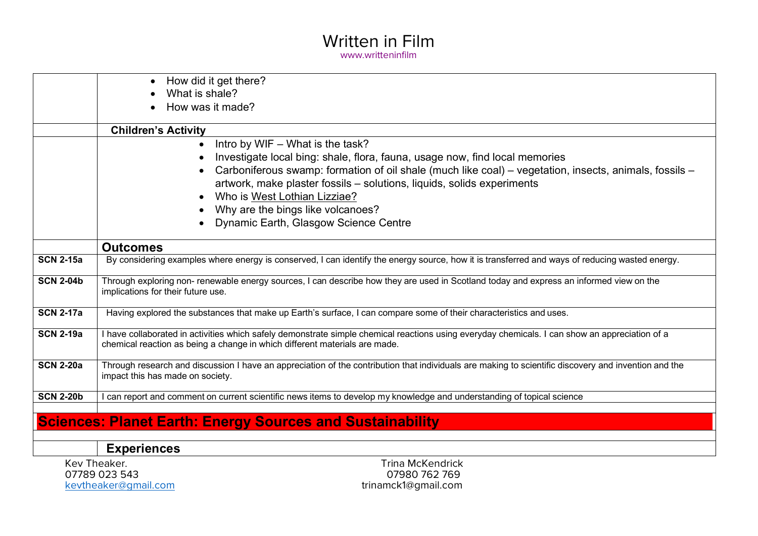| | |
|---|---|
| | • How did it get there?<br>• What is shale?<br>• How was it made? |
| | **Children's Activity** |
| | • Intro by WIF – What is the task?<br>• Investigate local bing: shale, flora, fauna, usage now, find local memories<br>• Carboniferous swamp: formation of oil shale (much like coal) – vegetation, insects, animals, fossils – artwork, make plaster fossils – solutions, liquids, solids experiments<br>• Who is West Lothian Lizziae?<br>• Why are the bings like volcanoes?<br>• Dynamic Earth, Glasgow Science Centre |
| | **Outcomes** |
| **SCN 2-15a** | By considering examples where energy is conserved, I can identify the energy source, how it is transferred and ways of reducing wasted energy. |
| **SCN 2-04b** | Through exploring non- renewable energy sources, I can describe how they are used in Scotland today and express an informed view on the implications for their future use. |
| **SCN 2-17a** | Having explored the substances that make up Earth's surface, I can compare some of their characteristics and uses. |
| **SCN 2-19a** | I have collaborated in activities which safely demonstrate simple chemical reactions using everyday chemicals. I can show an appreciation of a chemical reaction as being a change in which different materials are made. |
| **SCN 2-20a** | Through research and discussion I have an appreciation of the contribution that individuals are making to scientific discovery and invention and the impact this has made on society. |
| **SCN 2-20b** | I can report and comment on current scientific news items to develop my knowledge and understanding of topical science |
| | |

## Sciences: Planet Earth: Energy Sources and Sustainability

| | |
|---|---|
| | **Experiences** |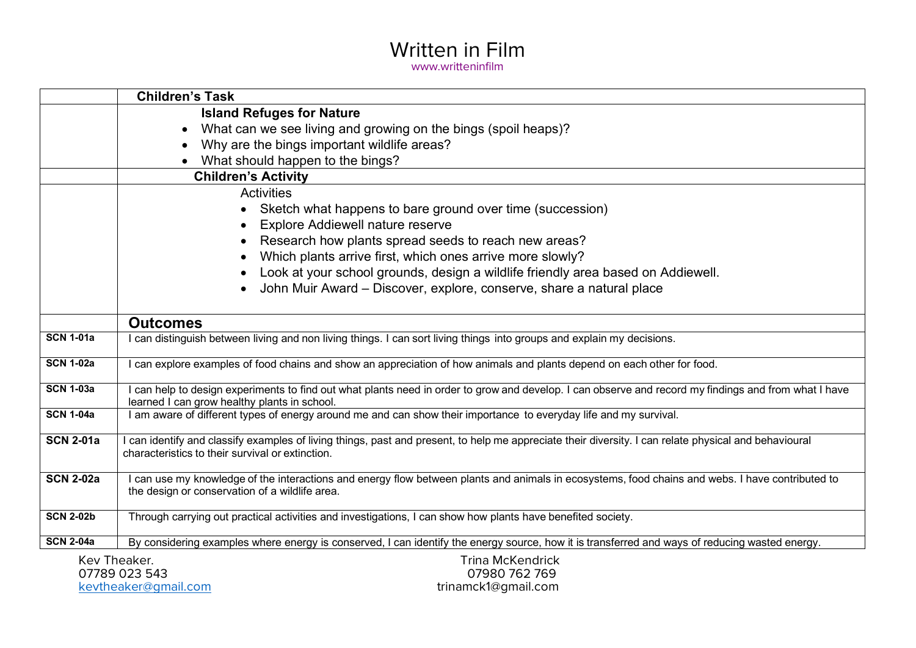# Written in Film

www.writteninfilm

| | Children's Task |
|---|---|
| | **Island Refuges for Nature**<br>• What can we see living and growing on the bings (spoil heaps)?<br>• Why are the bings important wildlife areas?<br>• What should happen to the bings? |
| | **Children's Activity** |
| | Activities<br>• Sketch what happens to bare ground over time (succession)<br>• Explore Addiewell nature reserve<br>• Research how plants spread seeds to reach new areas?<br>• Which plants arrive first, which ones arrive more slowly?<br>• Look at your school grounds, design a wildlife friendly area based on Addiewell.<br>• John Muir Award – Discover, explore, conserve, share a natural place |
| | **Outcomes** |
| **SCN 1-01a** | I can distinguish between living and non living things. I can sort living things into groups and explain my decisions. |
| **SCN 1-02a** | I can explore examples of food chains and show an appreciation of how animals and plants depend on each other for food. |
| **SCN 1-03a** | I can help to design experiments to find out what plants need in order to grow and develop. I can observe and record my findings and from what I have learned I can grow healthy plants in school. |
| **SCN 1-04a** | I am aware of different types of energy around me and can show their importance to everyday life and my survival. |
| **SCN 2-01a** | I can identify and classify examples of living things, past and present, to help me appreciate their diversity. I can relate physical and behavioural characteristics to their survival or extinction. |
| **SCN 2-02a** | I can use my knowledge of the interactions and energy flow between plants and animals in ecosystems, food chains and webs. I have contributed to the design or conservation of a wildlife area. |
| **SCN 2-02b** | Through carrying out practical activities and investigations, I can show how plants have benefited society. |
| **SCN 2-04a** | By considering examples where energy is conserved, I can identify the energy source, how it is transferred and ways of reducing wasted energy. |

Kev Theaker.
07789 023 543
kevtheaker@gmail.com

Trina McKendrick
07980 762 769
trinamck1@gmail.com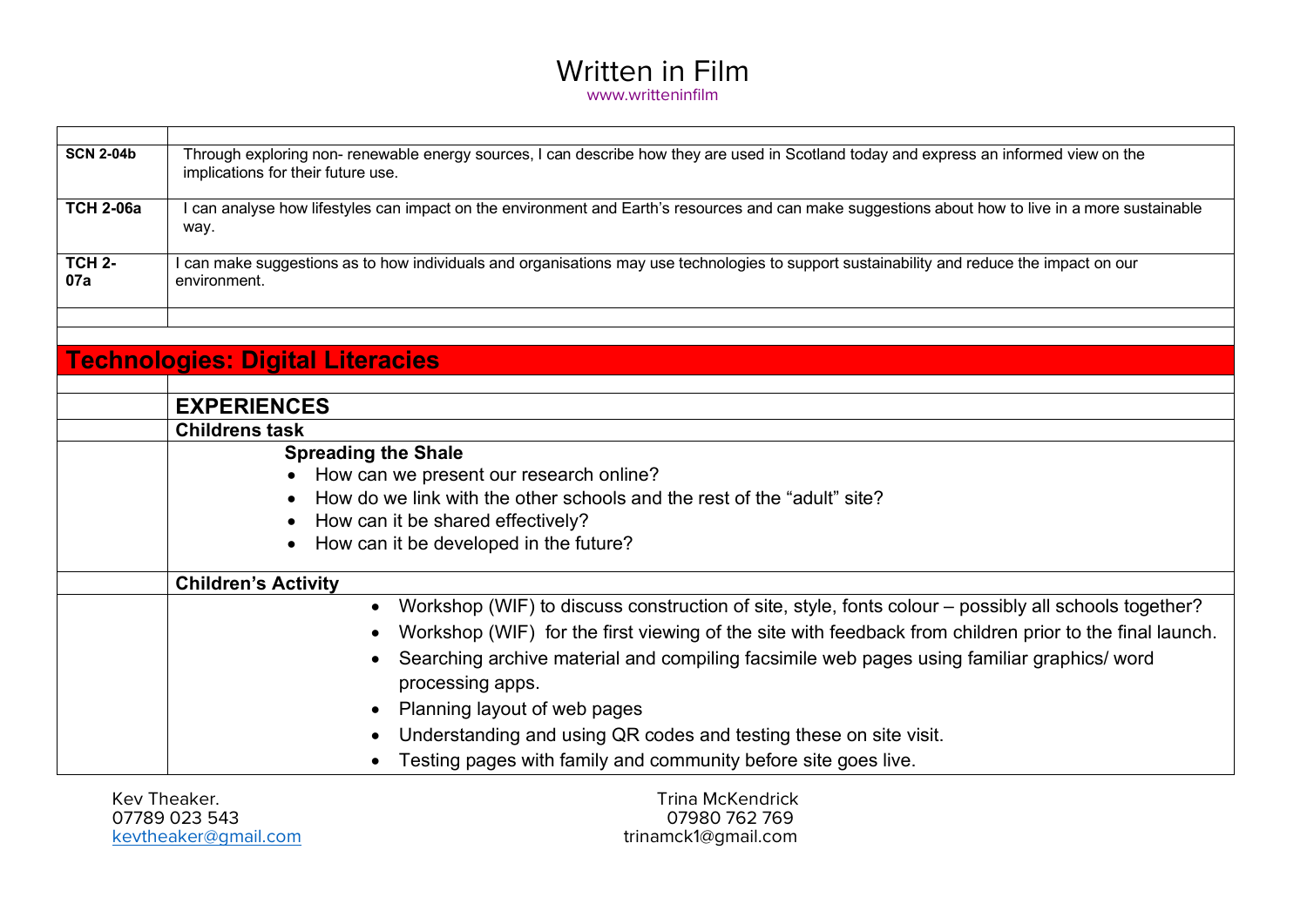# Written in Film

www.writteninfilm

| | |
|---|---|
| **SCN 2-04b** | Through exploring non- renewable energy sources, I can describe how they are used in Scotland today and express an informed view on the implications for their future use. |
| **TCH 2-06a** | I can analyse how lifestyles can impact on the environment and Earth's resources and can make suggestions about how to live in a more sustainable way. |
| **TCH 2-07a** | I can make suggestions as to how individuals and organisations may use technologies to support sustainability and reduce the impact on our environment. |
| | |

## Technologies: Digital Literacies

| | |
|---|---|
| | **EXPERIENCES** |
| | **Childrens task** |
| | **Spreading the Shale**<br>• How can we present our research online?<br>• How do we link with the other schools and the rest of the "adult" site?<br>• How can it be shared effectively?<br>• How can it be developed in the future? |
| | **Children's Activity** |
| | • Workshop (WIF) to discuss construction of site, style, fonts colour – possibly all schools together?<br>• Workshop (WIF) for the first viewing of the site with feedback from children prior to the final launch.<br>• Searching archive material and compiling facsimile web pages using familiar graphics/ word processing apps.<br>• Planning layout of web pages<br>• Understanding and using QR codes and testing these on site visit.<br>• Testing pages with family and community before site goes live. |

Kev Theaker.
07789 023 543
kevtheaker@gmail.com

Trina McKendrick
07980 762 769
trinamck1@gmail.com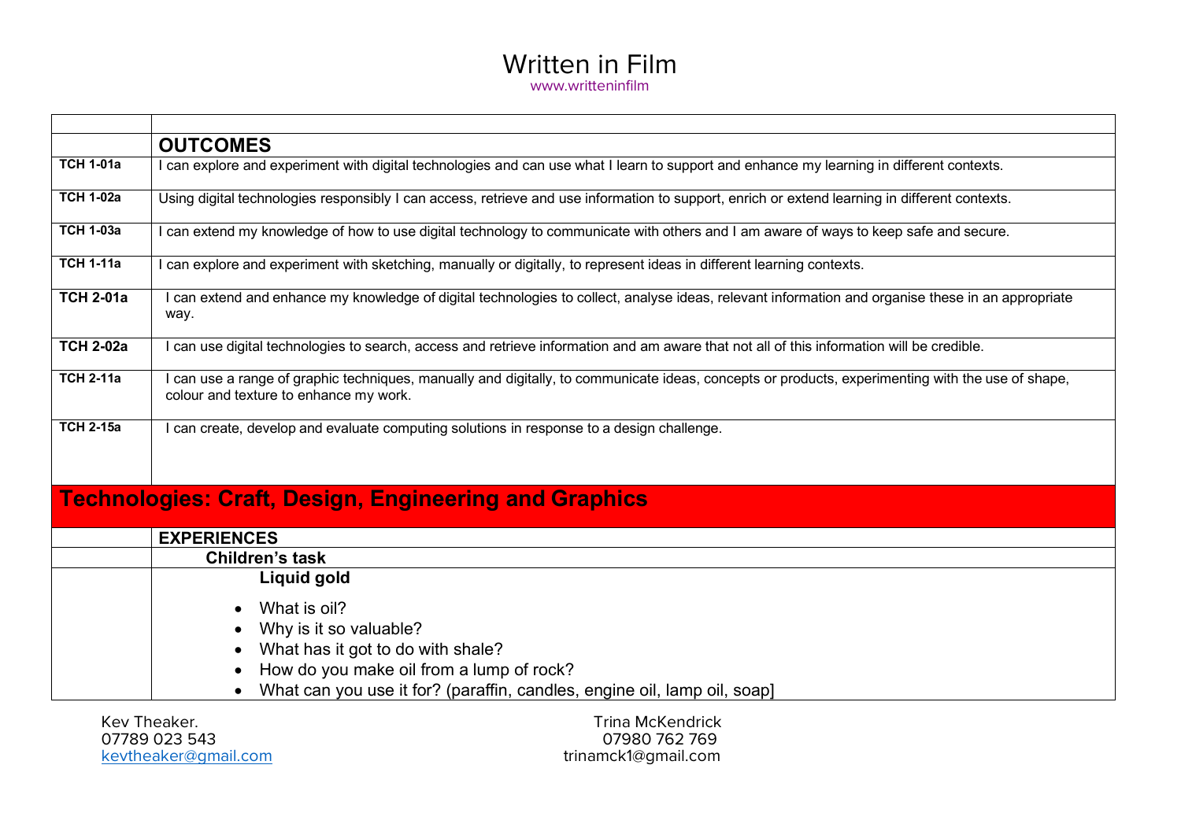# Written in Film

www.writteninfilm

| | |
|---|---|
| | **OUTCOMES** |
| **TCH 1-01a** | I can explore and experiment with digital technologies and can use what I learn to support and enhance my learning in different contexts. |
| **TCH 1-02a** | Using digital technologies responsibly I can access, retrieve and use information to support, enrich or extend learning in different contexts. |
| **TCH 1-03a** | I can extend my knowledge of how to use digital technology to communicate with others and I am aware of ways to keep safe and secure. |
| **TCH 1-11a** | I can explore and experiment with sketching, manually or digitally, to represent ideas in different learning contexts. |
| **TCH 2-01a** | I can extend and enhance my knowledge of digital technologies to collect, analyse ideas, relevant information and organise these in an appropriate way. |
| **TCH 2-02a** | I can use digital technologies to search, access and retrieve information and am aware that not all of this information will be credible. |
| **TCH 2-11a** | I can use a range of graphic techniques, manually and digitally, to communicate ideas, concepts or products, experimenting with the use of shape, colour and texture to enhance my work. |
| **TCH 2-15a** | I can create, develop and evaluate computing solutions in response to a design challenge. |
| **Technologies: Craft, Design, Engineering and Graphics** | |
| | **EXPERIENCES** |
| | **Children's task** |
| | **Liquid gold**<br>• What is oil?<br>• Why is it so valuable?<br>• What has it got to do with shale?<br>• How do you make oil from a lump of rock?<br>• What can you use it for? (paraffin, candles, engine oil, lamp oil, soap] |

Kev Theaker.
07789 023 543
kevtheaker@gmail.com

Trina McKendrick
07980 762 769
trinamck1@gmail.com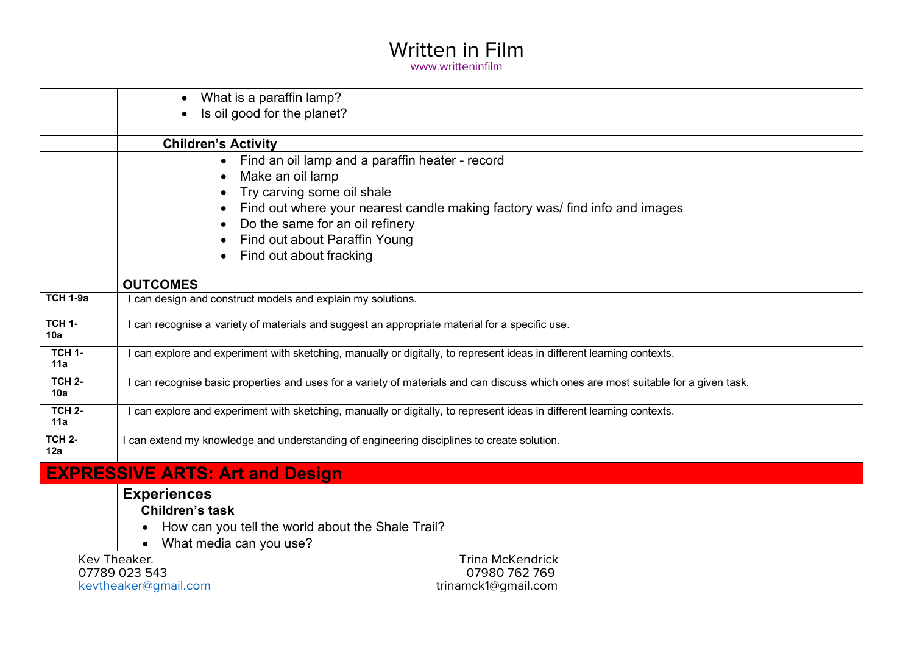| | |
|---|---|
| | • What is a paraffin lamp?<br>• Is oil good for the planet? |
| | **Children's Activity** |
| | • Find an oil lamp and a paraffin heater - record<br>• Make an oil lamp<br>• Try carving some oil shale<br>• Find out where your nearest candle making factory was/ find info and images<br>• Do the same for an oil refinery<br>• Find out about Paraffin Young<br>• Find out about fracking |
| | **OUTCOMES** |
| **TCH 1-9a** | I can design and construct models and explain my solutions. |
| **TCH 1-10a** | I can recognise a variety of materials and suggest an appropriate material for a specific use. |
| **TCH 1-11a** | I can explore and experiment with sketching, manually or digitally, to represent ideas in different learning contexts. |
| **TCH 2-10a** | I can recognise basic properties and uses for a variety of materials and can discuss which ones are most suitable for a given task. |
| **TCH 2-11a** | I can explore and experiment with sketching, manually or digitally, to represent ideas in different learning contexts. |
| **TCH 2-12a** | I can extend my knowledge and understanding of engineering disciplines to create solution. |
| **EXPRESSIVE ARTS: Art and Design** | |
| | **Experiences** |
| | **Children's task**<br>• How can you tell the world about the Shale Trail?<br>• What media can you use? |

Kev Theaker.
07789 023 543
kevtheaker@gmail.com

Trina McKendrick
07980 762 769
trinamck1@gmail.com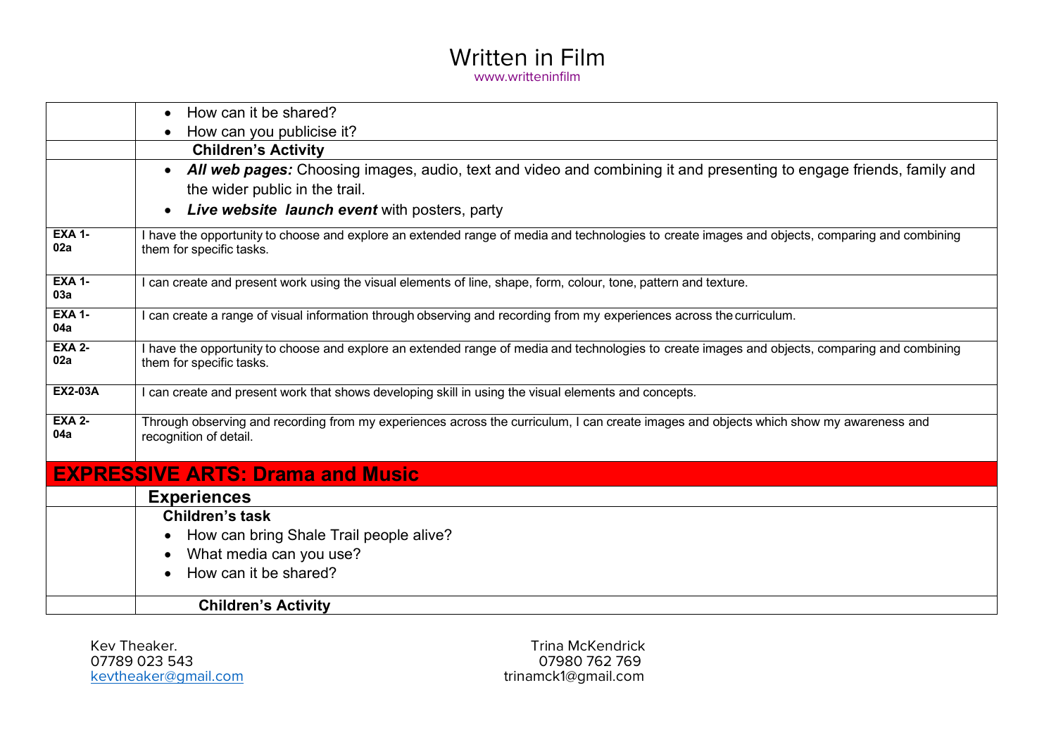# Written in Film

www.writteninfilm

| | |
|---|---|
| | • How can it be shared?<br>• How can you publicise it? |
| | **Children's Activity** |
| | • ***All web pages:*** Choosing images, audio, text and video and combining it and presenting to engage friends, family and the wider public in the trail.<br>• ***Live website launch event*** with posters, party |
| **EXA 1-02a** | I have the opportunity to choose and explore an extended range of media and technologies to create images and objects, comparing and combining them for specific tasks. |
| **EXA 1-03a** | I can create and present work using the visual elements of line, shape, form, colour, tone, pattern and texture. |
| **EXA 1-04a** | I can create a range of visual information through observing and recording from my experiences across the curriculum. |
| **EXA 2-02a** | I have the opportunity to choose and explore an extended range of media and technologies to create images and objects, comparing and combining them for specific tasks. |
| **EX2-03A** | I can create and present work that shows developing skill in using the visual elements and concepts. |
| **EXA 2-04a** | Through observing and recording from my experiences across the curriculum, I can create images and objects which show my awareness and recognition of detail. |
| **EXPRESSIVE ARTS: Drama and Music** | |
| | **Experiences** |
| | **Children's task**<br>• How can bring Shale Trail people alive?<br>• What media can you use?<br>• How can it be shared? |
| | **Children's Activity** |

Kev Theaker.
07789 023 543
kevtheaker@gmail.com

Trina McKendrick
07980 762 769
trinamck1@gmail.com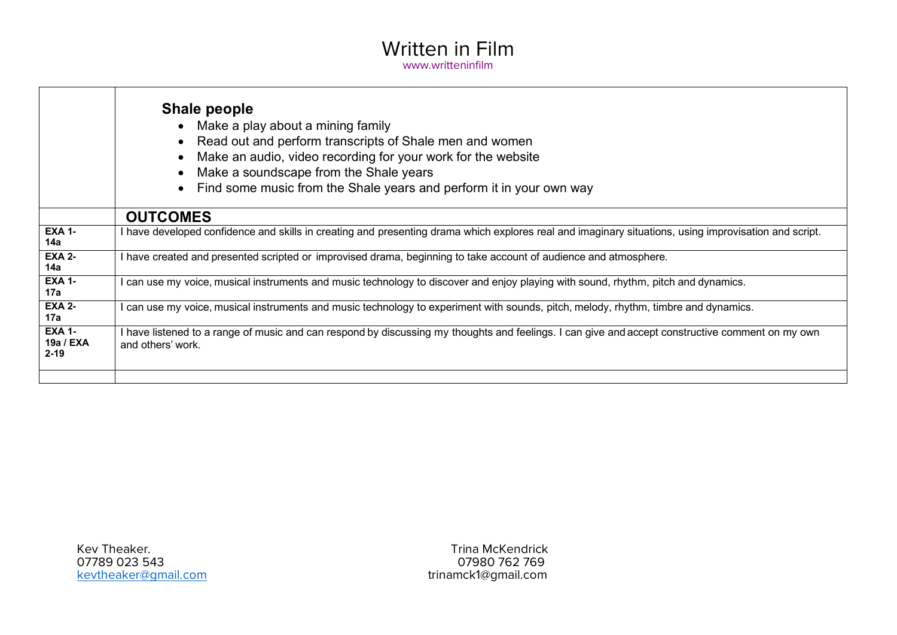# Written in Film

www.writteninfilm

| | |
|---|---|
| | **Shale people**<br>• Make a play about a mining family<br>• Read out and perform transcripts of Shale men and women<br>• Make an audio, video recording for your work for the website<br>• Make a soundscape from the Shale years<br>• Find some music from the Shale years and perform it in your own way |
| | **OUTCOMES** |
| **EXA 1-14a** | I have developed confidence and skills in creating and presenting drama which explores real and imaginary situations, using improvisation and script. |
| **EXA 2-14a** | I have created and presented scripted or improvised drama, beginning to take account of audience and atmosphere. |
| **EXA 1-17a** | I can use my voice, musical instruments and music technology to discover and enjoy playing with sound, rhythm, pitch and dynamics. |
| **EXA 2-17a** | I can use my voice, musical instruments and music technology to experiment with sounds, pitch, melody, rhythm, timbre and dynamics. |
| **EXA 1-19a / EXA 2-19** | I have listened to a range of music and can respond by discussing my thoughts and feelings. I can give and accept constructive comment on my own and others' work. |
| | |

Kev Theaker.
07789 023 543
kevtheaker@gmail.com

Trina McKendrick
07980 762 769
trinamck1@gmail.com